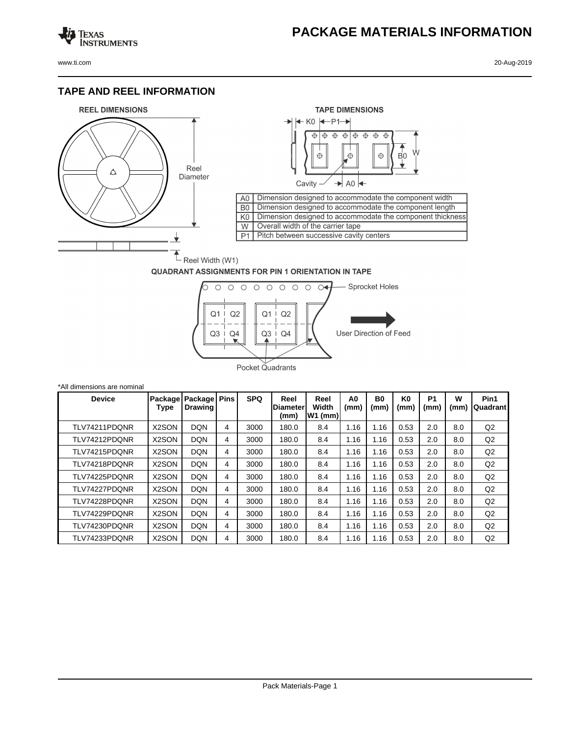# PACKAGE MATERIALS INFORMATION

## TAPE AND REEL INFORMATION

**REEL DIMENSIONS**

Reel Diameter

Reel Width (W1)

**TAPE DIMENSIONS**

K0 P1

B0 W

Cavity A0

| | |
|---|---|
| A0 | Dimension designed to accommodate the component width |
| B0 | Dimension designed to accommodate the component length |
| K0 | Dimension designed to accommodate the component thickness |
| W | Overall width of the carrier tape |
| P1 | Pitch between successive cavity centers |

**QUADRANT ASSIGNMENTS FOR PIN 1 ORIENTATION IN TAPE**

Sprocket Holes

Q1 Q2 Q1 Q2

Q3 Q4 Q3 Q4

User Direction of Feed

Pocket Quadrants

*All dimensions are nominal

| Device | Package Type | Package Drawing | Pins | SPQ | Reel Diameter (mm) | Reel Width W1 (mm) | A0 (mm) | B0 (mm) | K0 (mm) | P1 (mm) | W (mm) | Pin1 Quadrant |
|---|---|---|---|---|---|---|---|---|---|---|---|---|
| TLV74211PDQNR | X2SON | DQN | 4 | 3000 | 180.0 | 8.4 | 1.16 | 1.16 | 0.53 | 2.0 | 8.0 | Q2 |
| TLV74212PDQNR | X2SON | DQN | 4 | 3000 | 180.0 | 8.4 | 1.16 | 1.16 | 0.53 | 2.0 | 8.0 | Q2 |
| TLV74215PDQNR | X2SON | DQN | 4 | 3000 | 180.0 | 8.4 | 1.16 | 1.16 | 0.53 | 2.0 | 8.0 | Q2 |
| TLV74218PDQNR | X2SON | DQN | 4 | 3000 | 180.0 | 8.4 | 1.16 | 1.16 | 0.53 | 2.0 | 8.0 | Q2 |
| TLV74225PDQNR | X2SON | DQN | 4 | 3000 | 180.0 | 8.4 | 1.16 | 1.16 | 0.53 | 2.0 | 8.0 | Q2 |
| TLV74227PDQNR | X2SON | DQN | 4 | 3000 | 180.0 | 8.4 | 1.16 | 1.16 | 0.53 | 2.0 | 8.0 | Q2 |
| TLV74228PDQNR | X2SON | DQN | 4 | 3000 | 180.0 | 8.4 | 1.16 | 1.16 | 0.53 | 2.0 | 8.0 | Q2 |
| TLV74229PDQNR | X2SON | DQN | 4 | 3000 | 180.0 | 8.4 | 1.16 | 1.16 | 0.53 | 2.0 | 8.0 | Q2 |
| TLV74230PDQNR | X2SON | DQN | 4 | 3000 | 180.0 | 8.4 | 1.16 | 1.16 | 0.53 | 2.0 | 8.0 | Q2 |
| TLV74233PDQNR | X2SON | DQN | 4 | 3000 | 180.0 | 8.4 | 1.16 | 1.16 | 0.53 | 2.0 | 8.0 | Q2 |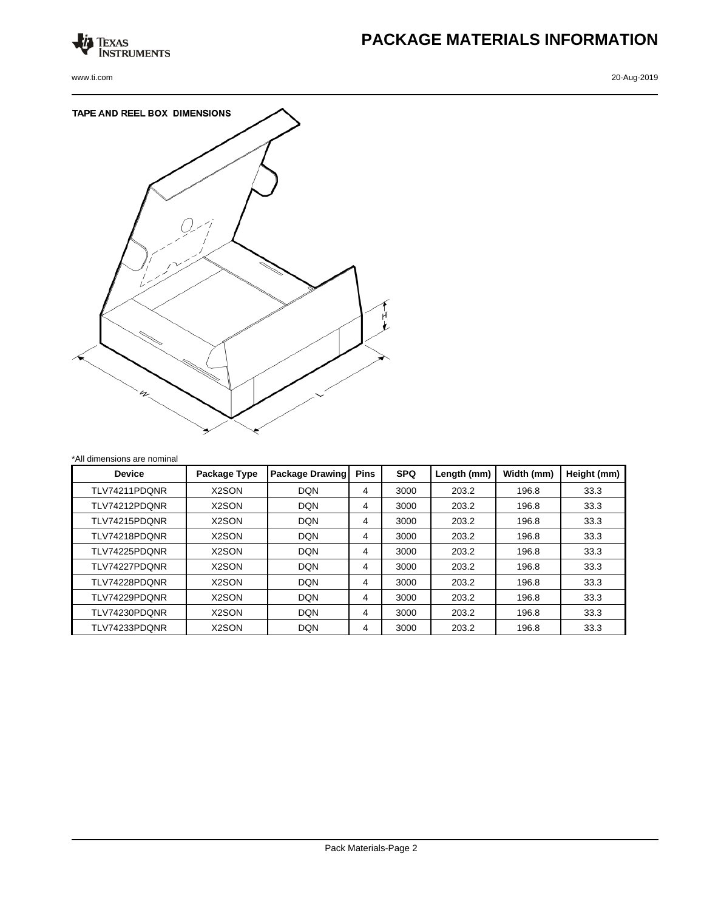# PACKAGE MATERIALS INFORMATION

## TAPE AND REEL BOX DIMENSIONS

W
L
H

*All dimensions are nominal

| Device | Package Type | Package Drawing | Pins | SPQ | Length (mm) | Width (mm) | Height (mm) |
|---|---|---|---|---|---|---|---|
| TLV74211PDQNR | X2SON | DQN | 4 | 3000 | 203.2 | 196.8 | 33.3 |
| TLV74212PDQNR | X2SON | DQN | 4 | 3000 | 203.2 | 196.8 | 33.3 |
| TLV74215PDQNR | X2SON | DQN | 4 | 3000 | 203.2 | 196.8 | 33.3 |
| TLV74218PDQNR | X2SON | DQN | 4 | 3000 | 203.2 | 196.8 | 33.3 |
| TLV74225PDQNR | X2SON | DQN | 4 | 3000 | 203.2 | 196.8 | 33.3 |
| TLV74227PDQNR | X2SON | DQN | 4 | 3000 | 203.2 | 196.8 | 33.3 |
| TLV74228PDQNR | X2SON | DQN | 4 | 3000 | 203.2 | 196.8 | 33.3 |
| TLV74229PDQNR | X2SON | DQN | 4 | 3000 | 203.2 | 196.8 | 33.3 |
| TLV74230PDQNR | X2SON | DQN | 4 | 3000 | 203.2 | 196.8 | 33.3 |
| TLV74233PDQNR | X2SON | DQN | 4 | 3000 | 203.2 | 196.8 | 33.3 |